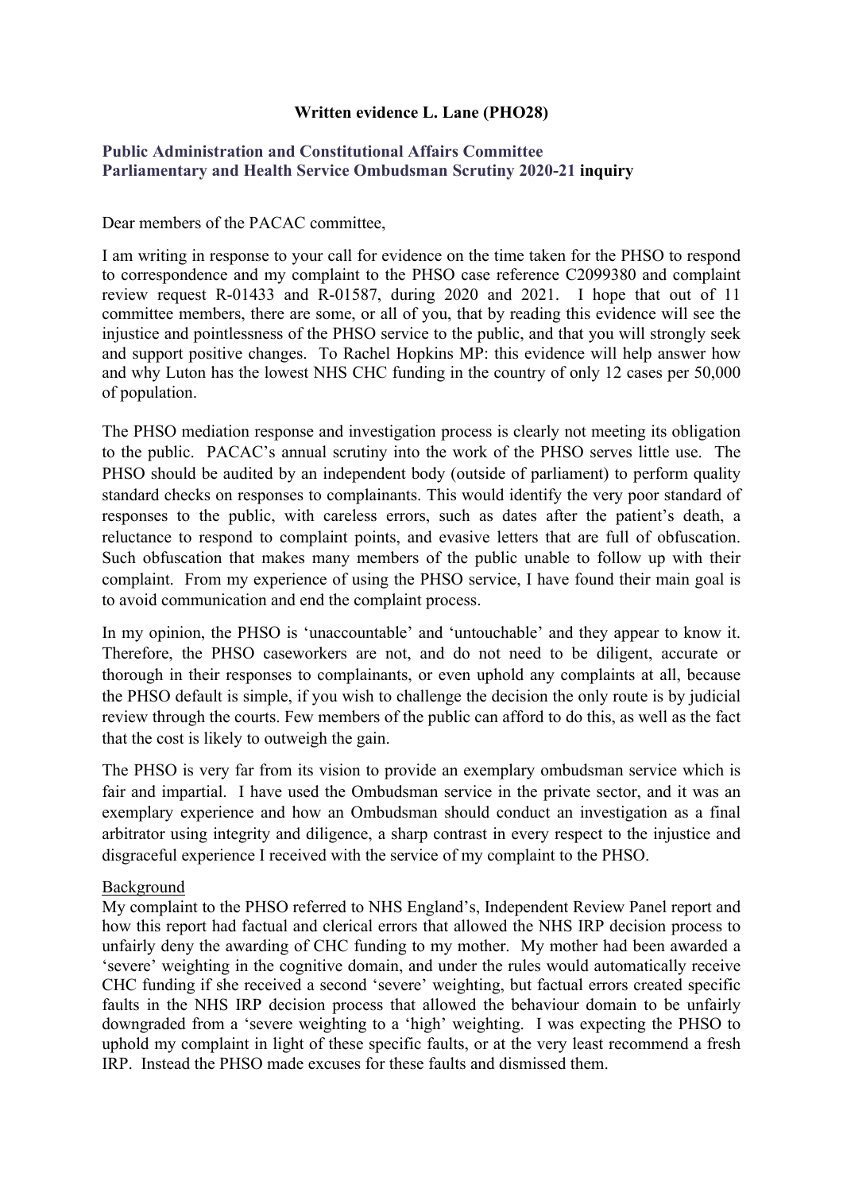**Written evidence L. Lane (PHO28)**

**Public Administration and Constitutional Affairs Committee**
**Parliamentary and Health Service Ombudsman Scrutiny 2020-21 inquiry**

Dear members of the PACAC committee,

I am writing in response to your call for evidence on the time taken for the PHSO to respond to correspondence and my complaint to the PHSO case reference C2099380 and complaint review request R-01433 and R-01587, during 2020 and 2021. I hope that out of 11 committee members, there are some, or all of you, that by reading this evidence will see the injustice and pointlessness of the PHSO service to the public, and that you will strongly seek and support positive changes. To Rachel Hopkins MP: this evidence will help answer how and why Luton has the lowest NHS CHC funding in the country of only 12 cases per 50,000 of population.

The PHSO mediation response and investigation process is clearly not meeting its obligation to the public. PACAC's annual scrutiny into the work of the PHSO serves little use. The PHSO should be audited by an independent body (outside of parliament) to perform quality standard checks on responses to complainants. This would identify the very poor standard of responses to the public, with careless errors, such as dates after the patient's death, a reluctance to respond to complaint points, and evasive letters that are full of obfuscation. Such obfuscation that makes many members of the public unable to follow up with their complaint. From my experience of using the PHSO service, I have found their main goal is to avoid communication and end the complaint process.

In my opinion, the PHSO is 'unaccountable' and 'untouchable' and they appear to know it. Therefore, the PHSO caseworkers are not, and do not need to be diligent, accurate or thorough in their responses to complainants, or even uphold any complaints at all, because the PHSO default is simple, if you wish to challenge the decision the only route is by judicial review through the courts. Few members of the public can afford to do this, as well as the fact that the cost is likely to outweigh the gain.

The PHSO is very far from its vision to provide an exemplary ombudsman service which is fair and impartial. I have used the Ombudsman service in the private sector, and it was an exemplary experience and how an Ombudsman should conduct an investigation as a final arbitrator using integrity and diligence, a sharp contrast in every respect to the injustice and disgraceful experience I received with the service of my complaint to the PHSO.

<u>Background</u>
My complaint to the PHSO referred to NHS England's, Independent Review Panel report and how this report had factual and clerical errors that allowed the NHS IRP decision process to unfairly deny the awarding of CHC funding to my mother. My mother had been awarded a 'severe' weighting in the cognitive domain, and under the rules would automatically receive CHC funding if she received a second 'severe' weighting, but factual errors created specific faults in the NHS IRP decision process that allowed the behaviour domain to be unfairly downgraded from a 'severe weighting to a 'high' weighting. I was expecting the PHSO to uphold my complaint in light of these specific faults, or at the very least recommend a fresh IRP. Instead the PHSO made excuses for these faults and dismissed them.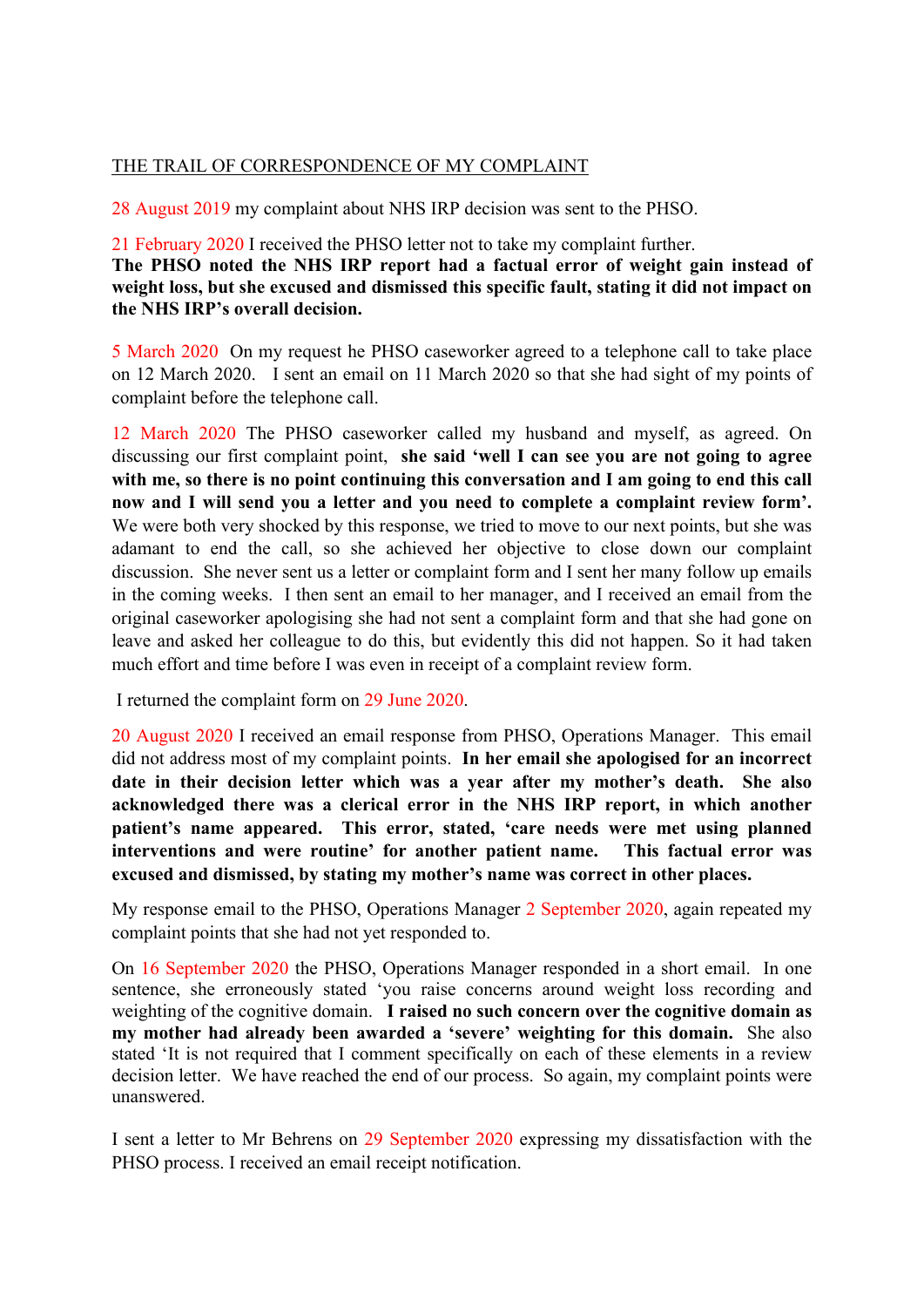THE TRAIL OF CORRESPONDENCE OF MY COMPLAINT

28 August 2019 my complaint about NHS IRP decision was sent to the PHSO.

21 February 2020 I received the PHSO letter not to take my complaint further. **The PHSO noted the NHS IRP report had a factual error of weight gain instead of weight loss, but she excused and dismissed this specific fault, stating it did not impact on the NHS IRP's overall decision.**

5 March 2020 On my request he PHSO caseworker agreed to a telephone call to take place on 12 March 2020. I sent an email on 11 March 2020 so that she had sight of my points of complaint before the telephone call.

12 March 2020 The PHSO caseworker called my husband and myself, as agreed. On discussing our first complaint point, **she said 'well I can see you are not going to agree with me, so there is no point continuing this conversation and I am going to end this call now and I will send you a letter and you need to complete a complaint review form'.** We were both very shocked by this response, we tried to move to our next points, but she was adamant to end the call, so she achieved her objective to close down our complaint discussion. She never sent us a letter or complaint form and I sent her many follow up emails in the coming weeks. I then sent an email to her manager, and I received an email from the original caseworker apologising she had not sent a complaint form and that she had gone on leave and asked her colleague to do this, but evidently this did not happen. So it had taken much effort and time before I was even in receipt of a complaint review form.

I returned the complaint form on 29 June 2020.

20 August 2020 I received an email response from PHSO, Operations Manager. This email did not address most of my complaint points. **In her email she apologised for an incorrect date in their decision letter which was a year after my mother's death. She also acknowledged there was a clerical error in the NHS IRP report, in which another patient's name appeared. This error, stated, 'care needs were met using planned interventions and were routine' for another patient name. This factual error was excused and dismissed, by stating my mother's name was correct in other places.**

My response email to the PHSO, Operations Manager 2 September 2020, again repeated my complaint points that she had not yet responded to.

On 16 September 2020 the PHSO, Operations Manager responded in a short email. In one sentence, she erroneously stated 'you raise concerns around weight loss recording and weighting of the cognitive domain. **I raised no such concern over the cognitive domain as my mother had already been awarded a 'severe' weighting for this domain.** She also stated 'It is not required that I comment specifically on each of these elements in a review decision letter. We have reached the end of our process. So again, my complaint points were unanswered.

I sent a letter to Mr Behrens on 29 September 2020 expressing my dissatisfaction with the PHSO process. I received an email receipt notification.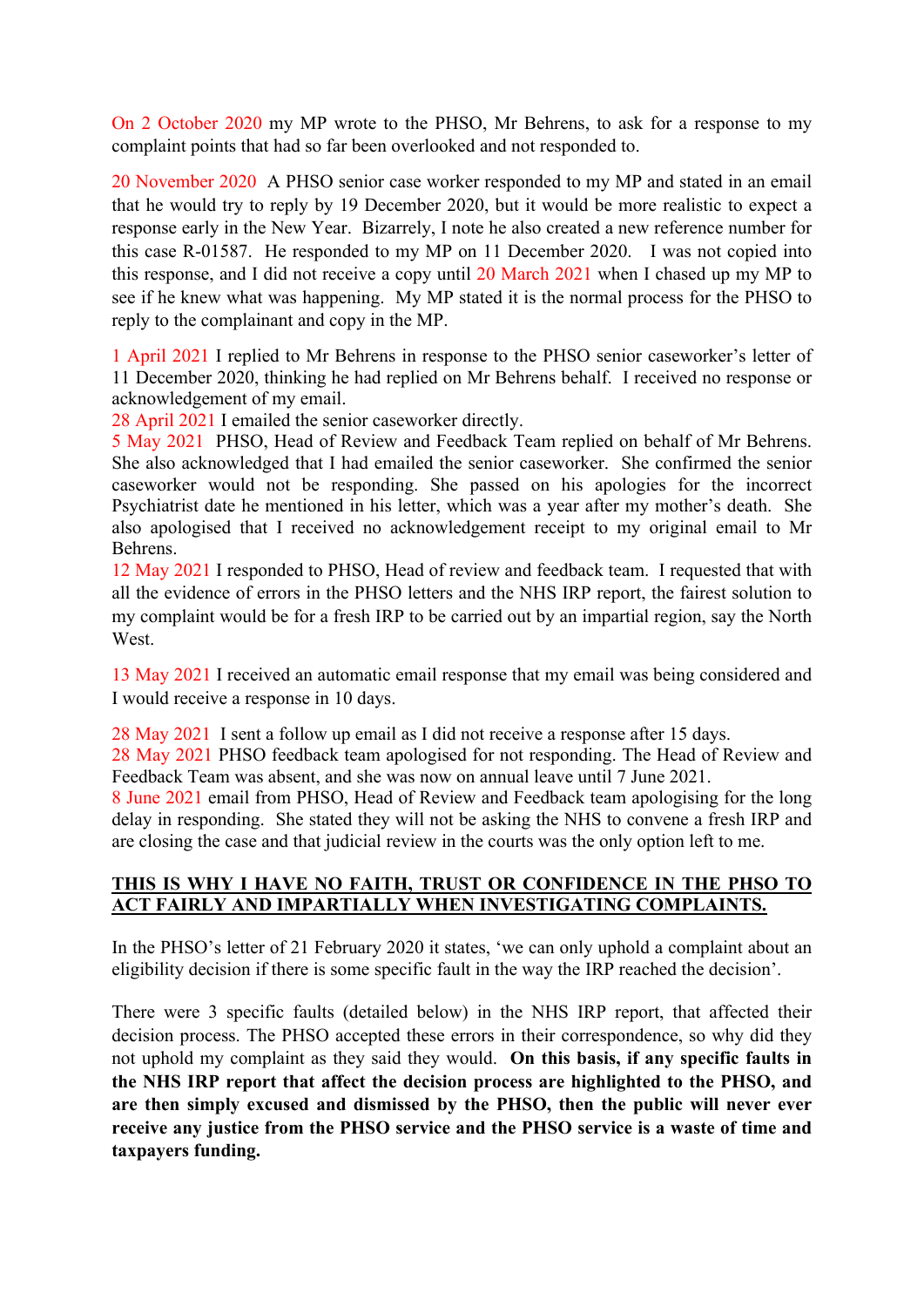On 2 October 2020 my MP wrote to the PHSO, Mr Behrens, to ask for a response to my complaint points that had so far been overlooked and not responded to.

20 November 2020 A PHSO senior case worker responded to my MP and stated in an email that he would try to reply by 19 December 2020, but it would be more realistic to expect a response early in the New Year. Bizarrely, I note he also created a new reference number for this case R-01587. He responded to my MP on 11 December 2020. I was not copied into this response, and I did not receive a copy until 20 March 2021 when I chased up my MP to see if he knew what was happening. My MP stated it is the normal process for the PHSO to reply to the complainant and copy in the MP.

1 April 2021 I replied to Mr Behrens in response to the PHSO senior caseworker's letter of 11 December 2020, thinking he had replied on Mr Behrens behalf. I received no response or acknowledgement of my email.
28 April 2021 I emailed the senior caseworker directly.
5 May 2021 PHSO, Head of Review and Feedback Team replied on behalf of Mr Behrens. She also acknowledged that I had emailed the senior caseworker. She confirmed the senior caseworker would not be responding. She passed on his apologies for the incorrect Psychiatrist date he mentioned in his letter, which was a year after my mother's death. She also apologised that I received no acknowledgement receipt to my original email to Mr Behrens.
12 May 2021 I responded to PHSO, Head of review and feedback team. I requested that with all the evidence of errors in the PHSO letters and the NHS IRP report, the fairest solution to my complaint would be for a fresh IRP to be carried out by an impartial region, say the North West.

13 May 2021 I received an automatic email response that my email was being considered and I would receive a response in 10 days.

28 May 2021 I sent a follow up email as I did not receive a response after 15 days.
28 May 2021 PHSO feedback team apologised for not responding. The Head of Review and Feedback Team was absent, and she was now on annual leave until 7 June 2021.
8 June 2021 email from PHSO, Head of Review and Feedback team apologising for the long delay in responding. She stated they will not be asking the NHS to convene a fresh IRP and are closing the case and that judicial review in the courts was the only option left to me.

**<u>THIS IS WHY I HAVE NO FAITH, TRUST OR CONFIDENCE IN THE PHSO TO ACT FAIRLY AND IMPARTIALLY WHEN INVESTIGATING COMPLAINTS.</u>**

In the PHSO's letter of 21 February 2020 it states, 'we can only uphold a complaint about an eligibility decision if there is some specific fault in the way the IRP reached the decision'.

There were 3 specific faults (detailed below) in the NHS IRP report, that affected their decision process. The PHSO accepted these errors in their correspondence, so why did they not uphold my complaint as they said they would. **On this basis, if any specific faults in the NHS IRP report that affect the decision process are highlighted to the PHSO, and are then simply excused and dismissed by the PHSO, then the public will never ever receive any justice from the PHSO service and the PHSO service is a waste of time and taxpayers funding.**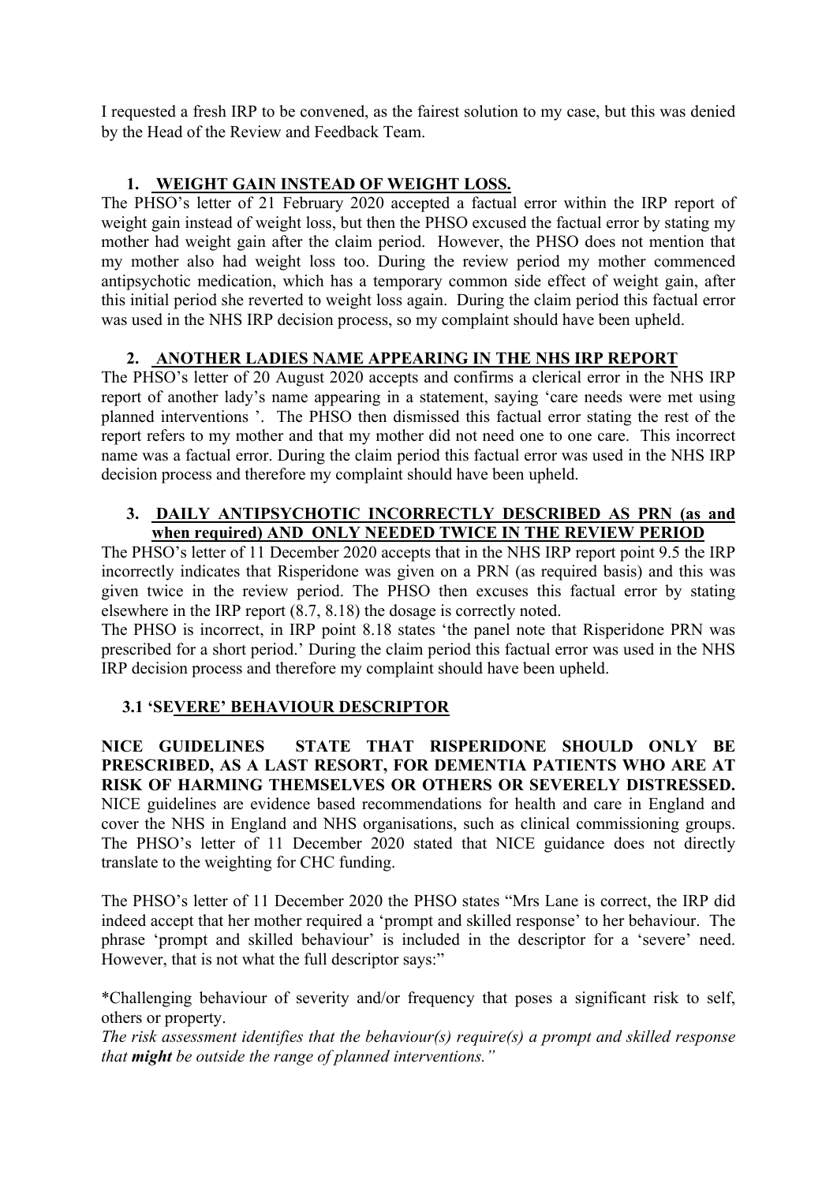I requested a fresh IRP to be convened, as the fairest solution to my case, but this was denied by the Head of the Review and Feedback Team.

1. **WEIGHT GAIN INSTEAD OF WEIGHT LOSS.**

The PHSO's letter of 21 February 2020 accepted a factual error within the IRP report of weight gain instead of weight loss, but then the PHSO excused the factual error by stating my mother had weight gain after the claim period. However, the PHSO does not mention that my mother also had weight loss too. During the review period my mother commenced antipsychotic medication, which has a temporary common side effect of weight gain, after this initial period she reverted to weight loss again. During the claim period this factual error was used in the NHS IRP decision process, so my complaint should have been upheld.

2. **ANOTHER LADIES NAME APPEARING IN THE NHS IRP REPORT**

The PHSO's letter of 20 August 2020 accepts and confirms a clerical error in the NHS IRP report of another lady's name appearing in a statement, saying 'care needs were met using planned interventions '. The PHSO then dismissed this factual error stating the rest of the report refers to my mother and that my mother did not need one to one care. This incorrect name was a factual error. During the claim period this factual error was used in the NHS IRP decision process and therefore my complaint should have been upheld.

3. **DAILY ANTIPSYCHOTIC INCORRECTLY DESCRIBED AS PRN (as and when required) AND ONLY NEEDED TWICE IN THE REVIEW PERIOD**

The PHSO's letter of 11 December 2020 accepts that in the NHS IRP report point 9.5 the IRP incorrectly indicates that Risperidone was given on a PRN (as required basis) and this was given twice in the review period. The PHSO then excuses this factual error by stating elsewhere in the IRP report (8.7, 8.18) the dosage is correctly noted.

The PHSO is incorrect, in IRP point 8.18 states 'the panel note that Risperidone PRN was prescribed for a short period.' During the claim period this factual error was used in the NHS IRP decision process and therefore my complaint should have been upheld.

**3.1 'SEVERE' BEHAVIOUR DESCRIPTOR**

**NICE GUIDELINES STATE THAT RISPERIDONE SHOULD ONLY BE PRESCRIBED, AS A LAST RESORT, FOR DEMENTIA PATIENTS WHO ARE AT RISK OF HARMING THEMSELVES OR OTHERS OR SEVERELY DISTRESSED.** NICE guidelines are evidence based recommendations for health and care in England and cover the NHS in England and NHS organisations, such as clinical commissioning groups. The PHSO's letter of 11 December 2020 stated that NICE guidance does not directly translate to the weighting for CHC funding.

The PHSO's letter of 11 December 2020 the PHSO states "Mrs Lane is correct, the IRP did indeed accept that her mother required a 'prompt and skilled response' to her behaviour. The phrase 'prompt and skilled behaviour' is included in the descriptor for a 'severe' need. However, that is not what the full descriptor says:"

*Challenging behaviour of severity and/or frequency that poses a significant risk to self, others or property.
*The risk assessment identifies that the behaviour(s) require(s) a prompt and skilled response that **might** be outside the range of planned interventions."*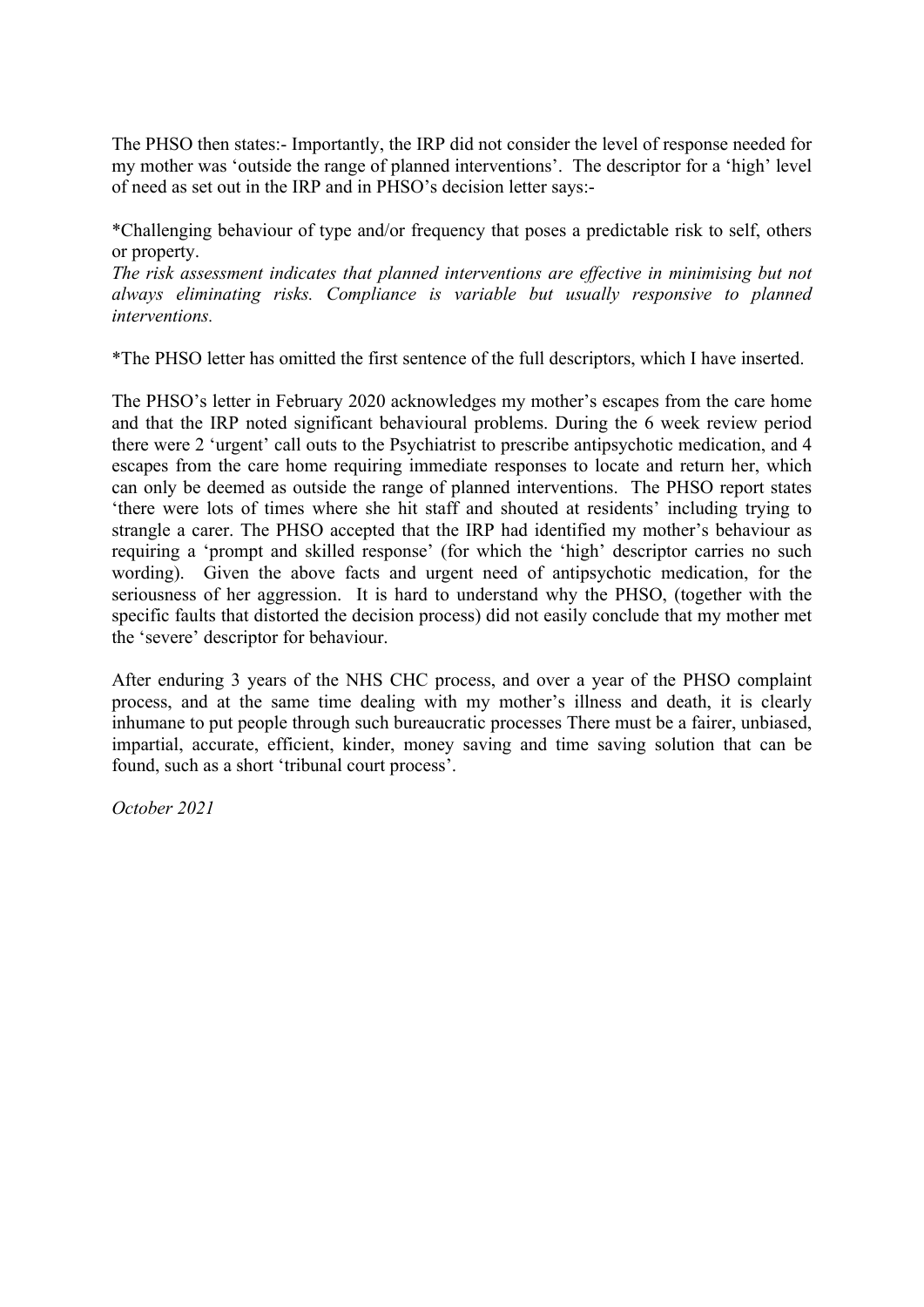The PHSO then states:- Importantly, the IRP did not consider the level of response needed for my mother was 'outside the range of planned interventions'. The descriptor for a 'high' level of need as set out in the IRP and in PHSO's decision letter says:-

*Challenging behaviour of type and/or frequency that poses a predictable risk to self, others or property.
*The risk assessment indicates that planned interventions are effective in minimising but not always eliminating risks. Compliance is variable but usually responsive to planned interventions.*

*The PHSO letter has omitted the first sentence of the full descriptors, which I have inserted.

The PHSO's letter in February 2020 acknowledges my mother's escapes from the care home and that the IRP noted significant behavioural problems. During the 6 week review period there were 2 'urgent' call outs to the Psychiatrist to prescribe antipsychotic medication, and 4 escapes from the care home requiring immediate responses to locate and return her, which can only be deemed as outside the range of planned interventions. The PHSO report states 'there were lots of times where she hit staff and shouted at residents' including trying to strangle a carer. The PHSO accepted that the IRP had identified my mother's behaviour as requiring a 'prompt and skilled response' (for which the 'high' descriptor carries no such wording). Given the above facts and urgent need of antipsychotic medication, for the seriousness of her aggression. It is hard to understand why the PHSO, (together with the specific faults that distorted the decision process) did not easily conclude that my mother met the 'severe' descriptor for behaviour.

After enduring 3 years of the NHS CHC process, and over a year of the PHSO complaint process, and at the same time dealing with my mother's illness and death, it is clearly inhumane to put people through such bureaucratic processes There must be a fairer, unbiased, impartial, accurate, efficient, kinder, money saving and time saving solution that can be found, such as a short 'tribunal court process'.

*October 2021*